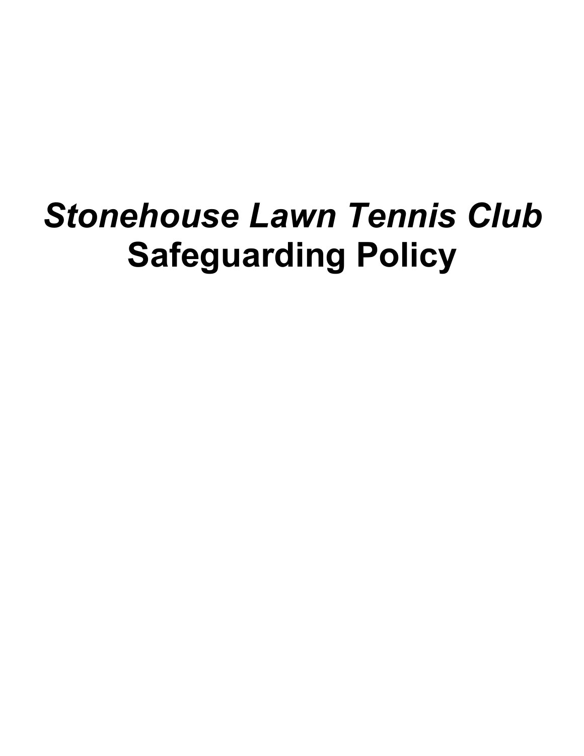# *Stonehouse Lawn Tennis Club*
# Safeguarding Policy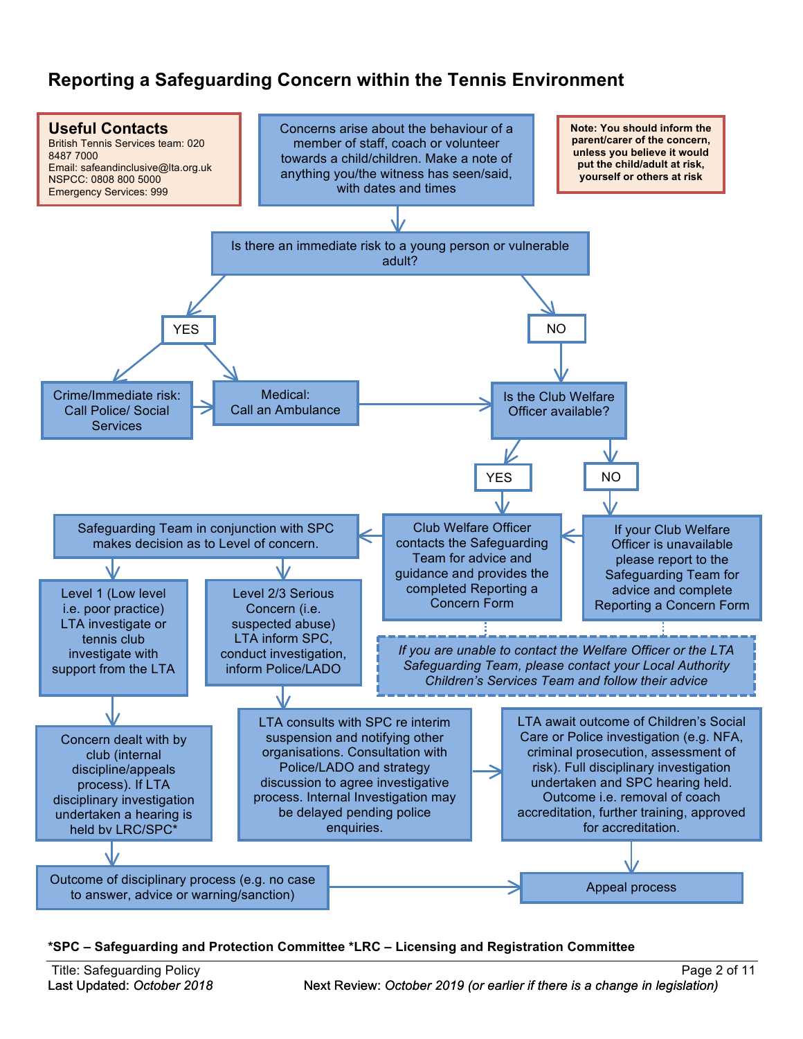# Reporting a Safeguarding Concern within the Tennis Environment

**Useful Contacts**
British Tennis Services team: 020 8487 7000
Email: safeandinclusive@lta.org.uk
NSPCC: 0808 800 5000
Emergency Services: 999

**Note: You should inform the parent/carer of the concern, unless you believe it would put the child/adult at risk, yourself or others at risk**

Concerns arise about the behaviour of a member of staff, coach or volunteer towards a child/children. Make a note of anything you/the witness has seen/said, with dates and times

Is there an immediate risk to a young person or vulnerable adult?

- **YES**
  - Crime/Immediate risk: Call Police/ Social Services
  - Medical: Call an Ambulance
- **NO**

Is the Club Welfare Officer available?

- **YES**: Club Welfare Officer contacts the Safeguarding Team for advice and guidance and provides the completed Reporting a Concern Form
- **NO**: If your Club Welfare Officer is unavailable please report to the Safeguarding Team for advice and complete Reporting a Concern Form

*If you are unable to contact the Welfare Officer or the LTA Safeguarding Team, please contact your Local Authority Children's Services Team and follow their advice*

Safeguarding Team in conjunction with SPC makes decision as to Level of concern.

- Level 1 (Low level i.e. poor practice) LTA investigate or tennis club investigate with support from the LTA
  - Concern dealt with by club (internal discipline/appeals process). If LTA disciplinary investigation undertaken a hearing is held by LRC/SPC*
  - Outcome of disciplinary process (e.g. no case to answer, advice or warning/sanction)
  - Appeal process
- Level 2/3 Serious Concern (i.e. suspected abuse) LTA inform SPC, conduct investigation, inform Police/LADO
  - LTA consults with SPC re interim suspension and notifying other organisations. Consultation with Police/LADO and strategy discussion to agree investigative process. Internal Investigation may be delayed pending police enquiries.
  - LTA await outcome of Children's Social Care or Police investigation (e.g. NFA, criminal prosecution, assessment of risk). Full disciplinary investigation undertaken and SPC hearing held. Outcome i.e. removal of coach accreditation, further training, approved for accreditation.
  - Appeal process

**\*SPC – Safeguarding and Protection Committee \*LRC – Licensing and Registration Committee**

Title: Safeguarding Policy
Last Updated: *October 2018*
Next Review: *October 2019 (or earlier if there is a change in legislation)*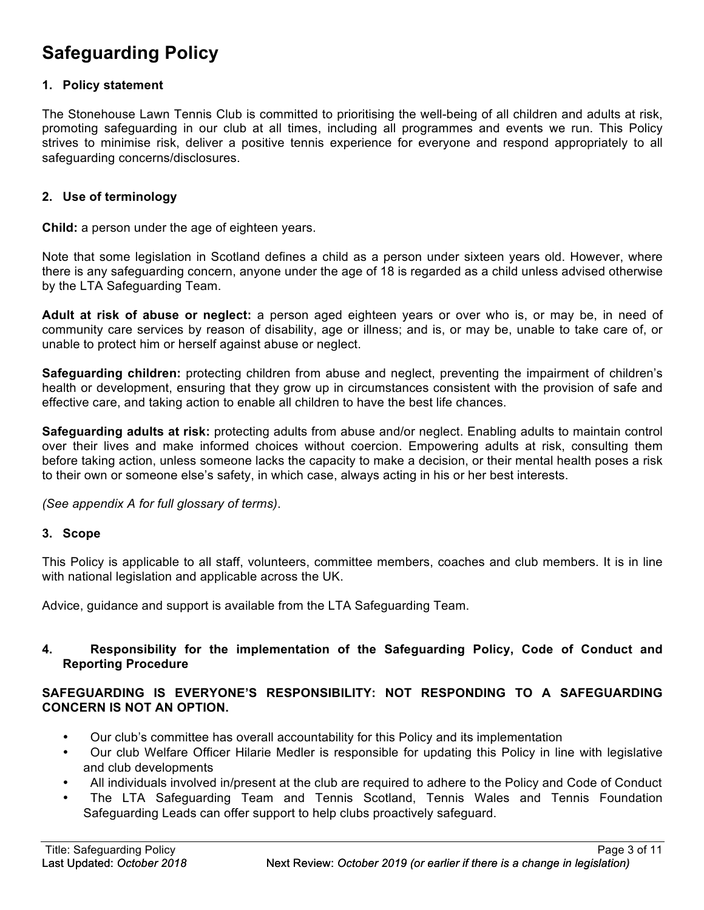# Safeguarding Policy

## 1. Policy statement

The Stonehouse Lawn Tennis Club is committed to prioritising the well-being of all children and adults at risk, promoting safeguarding in our club at all times, including all programmes and events we run. This Policy strives to minimise risk, deliver a positive tennis experience for everyone and respond appropriately to all safeguarding concerns/disclosures.

## 2. Use of terminology

**Child:** a person under the age of eighteen years.

Note that some legislation in Scotland defines a child as a person under sixteen years old. However, where there is any safeguarding concern, anyone under the age of 18 is regarded as a child unless advised otherwise by the LTA Safeguarding Team.

**Adult at risk of abuse or neglect:** a person aged eighteen years or over who is, or may be, in need of community care services by reason of disability, age or illness; and is, or may be, unable to take care of, or unable to protect him or herself against abuse or neglect.

**Safeguarding children:** protecting children from abuse and neglect, preventing the impairment of children's health or development, ensuring that they grow up in circumstances consistent with the provision of safe and effective care, and taking action to enable all children to have the best life chances.

**Safeguarding adults at risk:** protecting adults from abuse and/or neglect. Enabling adults to maintain control over their lives and make informed choices without coercion. Empowering adults at risk, consulting them before taking action, unless someone lacks the capacity to make a decision, or their mental health poses a risk to their own or someone else's safety, in which case, always acting in his or her best interests.

*(See appendix A for full glossary of terms).*

## 3. Scope

This Policy is applicable to all staff, volunteers, committee members, coaches and club members. It is in line with national legislation and applicable across the UK.

Advice, guidance and support is available from the LTA Safeguarding Team.

## 4. Responsibility for the implementation of the Safeguarding Policy, Code of Conduct and Reporting Procedure

**SAFEGUARDING IS EVERYONE'S RESPONSIBILITY: NOT RESPONDING TO A SAFEGUARDING CONCERN IS NOT AN OPTION.**

- Our club's committee has overall accountability for this Policy and its implementation
- Our club Welfare Officer Hilarie Medler is responsible for updating this Policy in line with legislative and club developments
- All individuals involved in/present at the club are required to adhere to the Policy and Code of Conduct
- The LTA Safeguarding Team and Tennis Scotland, Tennis Wales and Tennis Foundation Safeguarding Leads can offer support to help clubs proactively safeguard.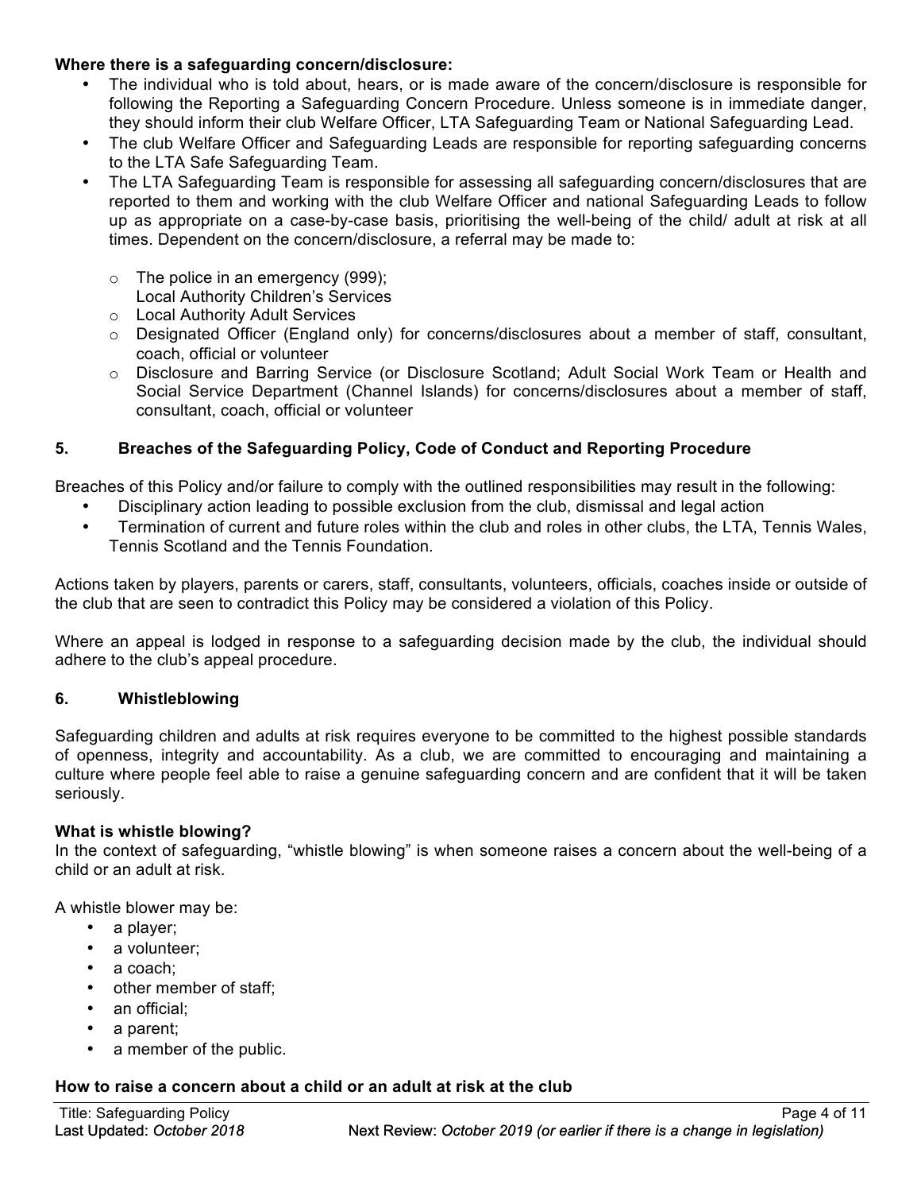**Where there is a safeguarding concern/disclosure:**

- The individual who is told about, hears, or is made aware of the concern/disclosure is responsible for following the Reporting a Safeguarding Concern Procedure. Unless someone is in immediate danger, they should inform their club Welfare Officer, LTA Safeguarding Team or National Safeguarding Lead.
- The club Welfare Officer and Safeguarding Leads are responsible for reporting safeguarding concerns to the LTA Safe Safeguarding Team.
- The LTA Safeguarding Team is responsible for assessing all safeguarding concern/disclosures that are reported to them and working with the club Welfare Officer and national Safeguarding Leads to follow up as appropriate on a case-by-case basis, prioritising the well-being of the child/ adult at risk at all times. Dependent on the concern/disclosure, a referral may be made to:
  - The police in an emergency (999);
    Local Authority Children's Services
  - Local Authority Adult Services
  - Designated Officer (England only) for concerns/disclosures about a member of staff, consultant, coach, official or volunteer
  - Disclosure and Barring Service (or Disclosure Scotland; Adult Social Work Team or Health and Social Service Department (Channel Islands) for concerns/disclosures about a member of staff, consultant, coach, official or volunteer

## 5. Breaches of the Safeguarding Policy, Code of Conduct and Reporting Procedure

Breaches of this Policy and/or failure to comply with the outlined responsibilities may result in the following:

- Disciplinary action leading to possible exclusion from the club, dismissal and legal action
- Termination of current and future roles within the club and roles in other clubs, the LTA, Tennis Wales, Tennis Scotland and the Tennis Foundation.

Actions taken by players, parents or carers, staff, consultants, volunteers, officials, coaches inside or outside of the club that are seen to contradict this Policy may be considered a violation of this Policy.

Where an appeal is lodged in response to a safeguarding decision made by the club, the individual should adhere to the club's appeal procedure.

## 6. Whistleblowing

Safeguarding children and adults at risk requires everyone to be committed to the highest possible standards of openness, integrity and accountability. As a club, we are committed to encouraging and maintaining a culture where people feel able to raise a genuine safeguarding concern and are confident that it will be taken seriously.

**What is whistle blowing?**

In the context of safeguarding, "whistle blowing" is when someone raises a concern about the well-being of a child or an adult at risk.

A whistle blower may be:

- a player;
- a volunteer;
- a coach;
- other member of staff;
- an official;
- a parent;
- a member of the public.

**How to raise a concern about a child or an adult at risk at the club**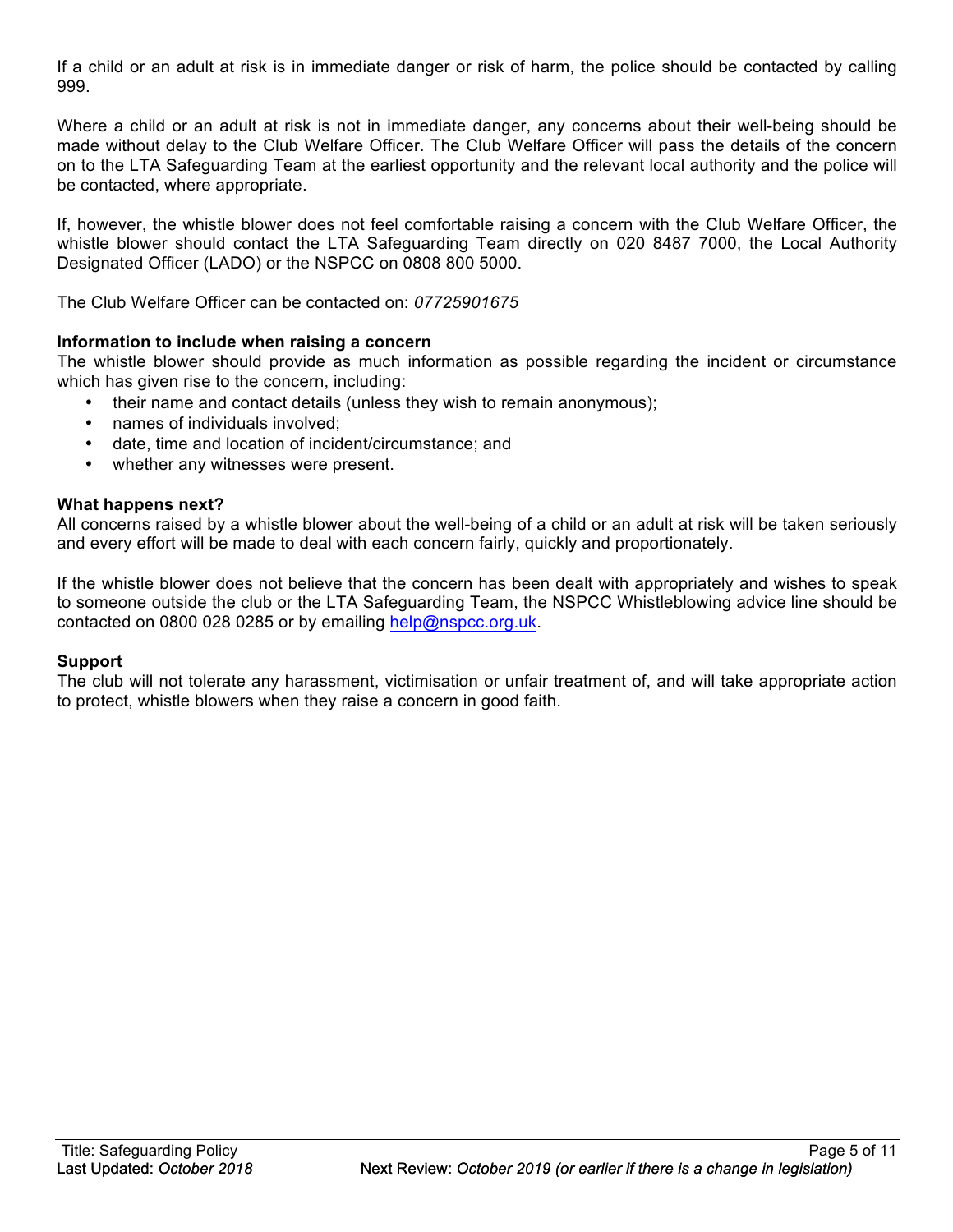If a child or an adult at risk is in immediate danger or risk of harm, the police should be contacted by calling 999.

Where a child or an adult at risk is not in immediate danger, any concerns about their well-being should be made without delay to the Club Welfare Officer. The Club Welfare Officer will pass the details of the concern on to the LTA Safeguarding Team at the earliest opportunity and the relevant local authority and the police will be contacted, where appropriate.

If, however, the whistle blower does not feel comfortable raising a concern with the Club Welfare Officer, the whistle blower should contact the LTA Safeguarding Team directly on 020 8487 7000, the Local Authority Designated Officer (LADO) or the NSPCC on 0808 800 5000.

The Club Welfare Officer can be contacted on: *07725901675*

**Information to include when raising a concern**

The whistle blower should provide as much information as possible regarding the incident or circumstance which has given rise to the concern, including:

- their name and contact details (unless they wish to remain anonymous);
- names of individuals involved;
- date, time and location of incident/circumstance; and
- whether any witnesses were present.

**What happens next?**

All concerns raised by a whistle blower about the well-being of a child or an adult at risk will be taken seriously and every effort will be made to deal with each concern fairly, quickly and proportionately.

If the whistle blower does not believe that the concern has been dealt with appropriately and wishes to speak to someone outside the club or the LTA Safeguarding Team, the NSPCC Whistleblowing advice line should be contacted on 0800 028 0285 or by emailing help@nspcc.org.uk.

**Support**

The club will not tolerate any harassment, victimisation or unfair treatment of, and will take appropriate action to protect, whistle blowers when they raise a concern in good faith.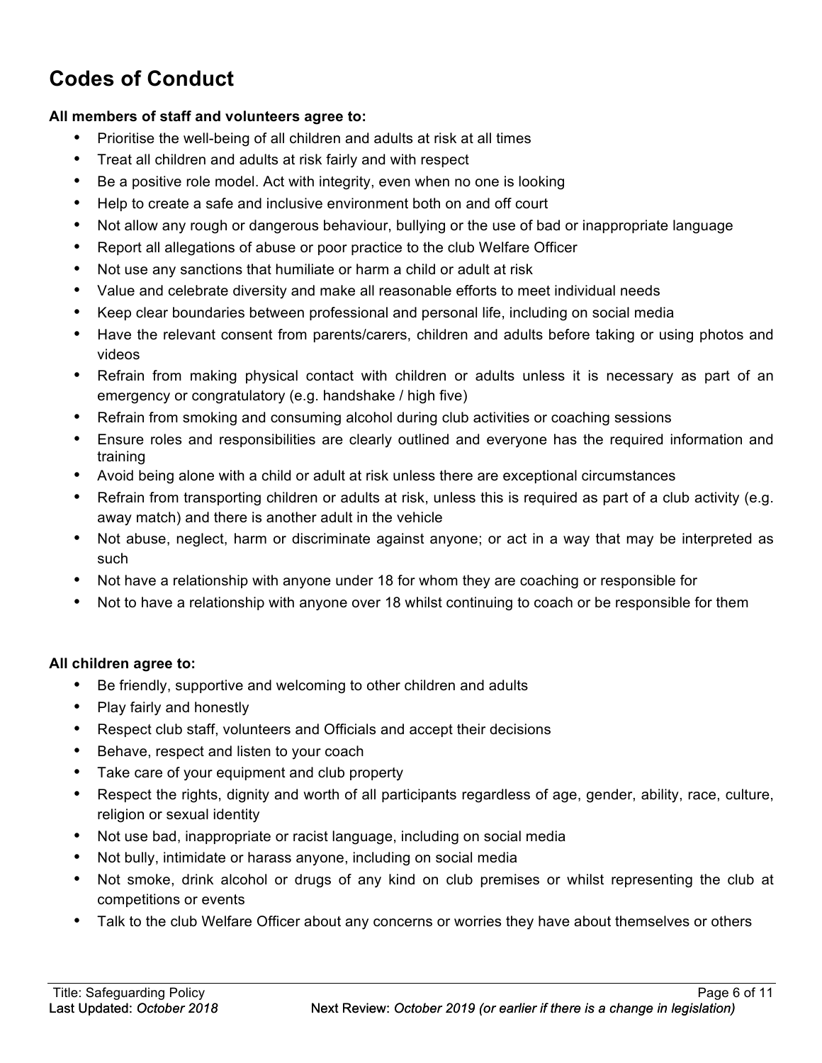# Codes of Conduct

**All members of staff and volunteers agree to:**

- Prioritise the well-being of all children and adults at risk at all times
- Treat all children and adults at risk fairly and with respect
- Be a positive role model. Act with integrity, even when no one is looking
- Help to create a safe and inclusive environment both on and off court
- Not allow any rough or dangerous behaviour, bullying or the use of bad or inappropriate language
- Report all allegations of abuse or poor practice to the club Welfare Officer
- Not use any sanctions that humiliate or harm a child or adult at risk
- Value and celebrate diversity and make all reasonable efforts to meet individual needs
- Keep clear boundaries between professional and personal life, including on social media
- Have the relevant consent from parents/carers, children and adults before taking or using photos and videos
- Refrain from making physical contact with children or adults unless it is necessary as part of an emergency or congratulatory (e.g. handshake / high five)
- Refrain from smoking and consuming alcohol during club activities or coaching sessions
- Ensure roles and responsibilities are clearly outlined and everyone has the required information and training
- Avoid being alone with a child or adult at risk unless there are exceptional circumstances
- Refrain from transporting children or adults at risk, unless this is required as part of a club activity (e.g. away match) and there is another adult in the vehicle
- Not abuse, neglect, harm or discriminate against anyone; or act in a way that may be interpreted as such
- Not have a relationship with anyone under 18 for whom they are coaching or responsible for
- Not to have a relationship with anyone over 18 whilst continuing to coach or be responsible for them

**All children agree to:**

- Be friendly, supportive and welcoming to other children and adults
- Play fairly and honestly
- Respect club staff, volunteers and Officials and accept their decisions
- Behave, respect and listen to your coach
- Take care of your equipment and club property
- Respect the rights, dignity and worth of all participants regardless of age, gender, ability, race, culture, religion or sexual identity
- Not use bad, inappropriate or racist language, including on social media
- Not bully, intimidate or harass anyone, including on social media
- Not smoke, drink alcohol or drugs of any kind on club premises or whilst representing the club at competitions or events
- Talk to the club Welfare Officer about any concerns or worries they have about themselves or others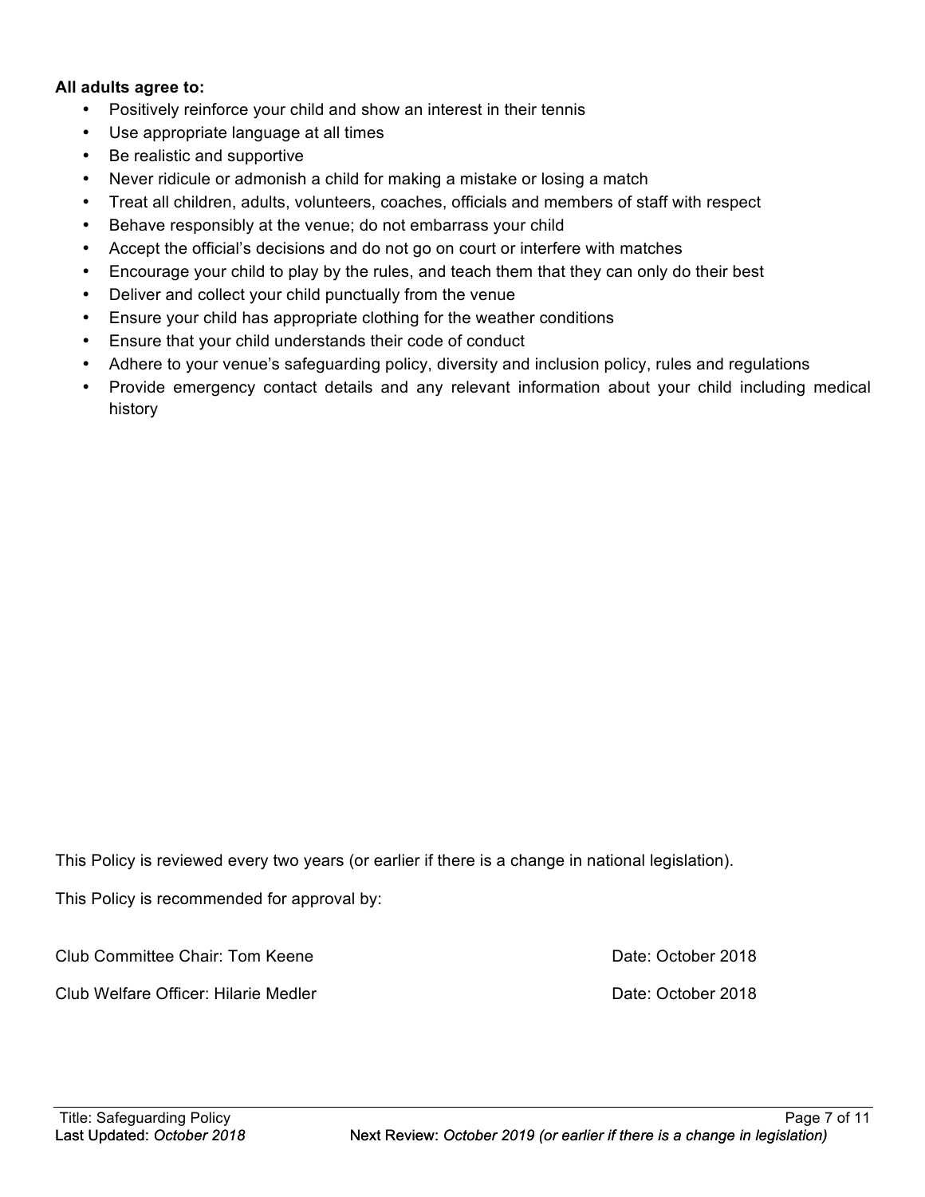**All adults agree to:**

- Positively reinforce your child and show an interest in their tennis
- Use appropriate language at all times
- Be realistic and supportive
- Never ridicule or admonish a child for making a mistake or losing a match
- Treat all children, adults, volunteers, coaches, officials and members of staff with respect
- Behave responsibly at the venue; do not embarrass your child
- Accept the official's decisions and do not go on court or interfere with matches
- Encourage your child to play by the rules, and teach them that they can only do their best
- Deliver and collect your child punctually from the venue
- Ensure your child has appropriate clothing for the weather conditions
- Ensure that your child understands their code of conduct
- Adhere to your venue's safeguarding policy, diversity and inclusion policy, rules and regulations
- Provide emergency contact details and any relevant information about your child including medical history

This Policy is reviewed every two years (or earlier if there is a change in national legislation).

This Policy is recommended for approval by:

Club Committee Chair: Tom Keene — Date: October 2018

Club Welfare Officer: Hilarie Medler — Date: October 2018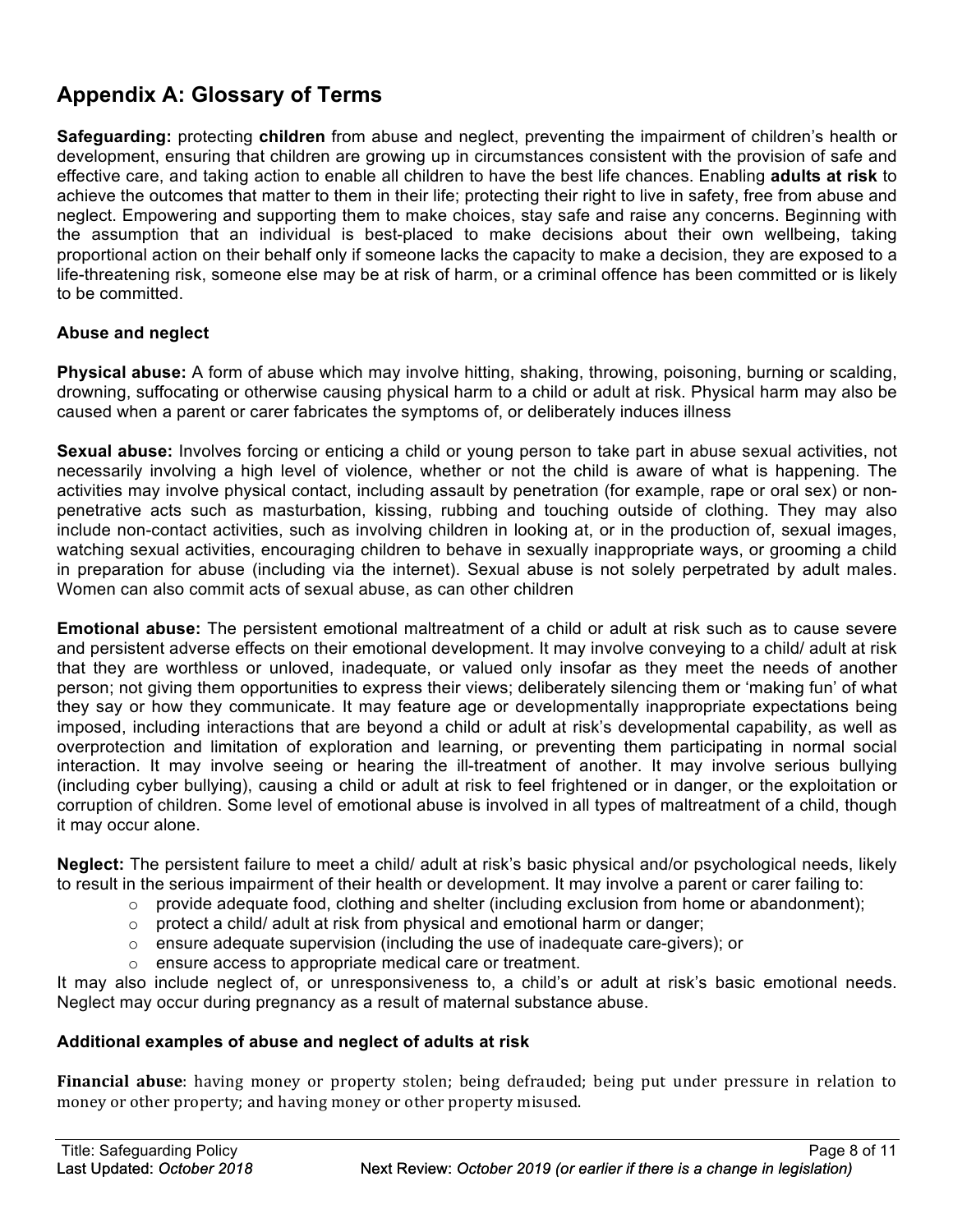## Appendix A: Glossary of Terms

**Safeguarding:** protecting **children** from abuse and neglect, preventing the impairment of children's health or development, ensuring that children are growing up in circumstances consistent with the provision of safe and effective care, and taking action to enable all children to have the best life chances. Enabling **adults at risk** to achieve the outcomes that matter to them in their life; protecting their right to live in safety, free from abuse and neglect. Empowering and supporting them to make choices, stay safe and raise any concerns. Beginning with the assumption that an individual is best-placed to make decisions about their own wellbeing, taking proportional action on their behalf only if someone lacks the capacity to make a decision, they are exposed to a life-threatening risk, someone else may be at risk of harm, or a criminal offence has been committed or is likely to be committed.

### Abuse and neglect

**Physical abuse:** A form of abuse which may involve hitting, shaking, throwing, poisoning, burning or scalding, drowning, suffocating or otherwise causing physical harm to a child or adult at risk. Physical harm may also be caused when a parent or carer fabricates the symptoms of, or deliberately induces illness

**Sexual abuse:** Involves forcing or enticing a child or young person to take part in abuse sexual activities, not necessarily involving a high level of violence, whether or not the child is aware of what is happening. The activities may involve physical contact, including assault by penetration (for example, rape or oral sex) or non-penetrative acts such as masturbation, kissing, rubbing and touching outside of clothing. They may also include non-contact activities, such as involving children in looking at, or in the production of, sexual images, watching sexual activities, encouraging children to behave in sexually inappropriate ways, or grooming a child in preparation for abuse (including via the internet). Sexual abuse is not solely perpetrated by adult males. Women can also commit acts of sexual abuse, as can other children

**Emotional abuse:** The persistent emotional maltreatment of a child or adult at risk such as to cause severe and persistent adverse effects on their emotional development. It may involve conveying to a child/ adult at risk that they are worthless or unloved, inadequate, or valued only insofar as they meet the needs of another person; not giving them opportunities to express their views; deliberately silencing them or 'making fun' of what they say or how they communicate. It may feature age or developmentally inappropriate expectations being imposed, including interactions that are beyond a child or adult at risk's developmental capability, as well as overprotection and limitation of exploration and learning, or preventing them participating in normal social interaction. It may involve seeing or hearing the ill-treatment of another. It may involve serious bullying (including cyber bullying), causing a child or adult at risk to feel frightened or in danger, or the exploitation or corruption of children. Some level of emotional abuse is involved in all types of maltreatment of a child, though it may occur alone.

**Neglect:** The persistent failure to meet a child/ adult at risk's basic physical and/or psychological needs, likely to result in the serious impairment of their health or development. It may involve a parent or carer failing to:

- provide adequate food, clothing and shelter (including exclusion from home or abandonment);
- protect a child/ adult at risk from physical and emotional harm or danger;
- ensure adequate supervision (including the use of inadequate care-givers); or
- ensure access to appropriate medical care or treatment.

It may also include neglect of, or unresponsiveness to, a child's or adult at risk's basic emotional needs. Neglect may occur during pregnancy as a result of maternal substance abuse.

### Additional examples of abuse and neglect of adults at risk

**Financial abuse**: having money or property stolen; being defrauded; being put under pressure in relation to money or other property; and having money or other property misused.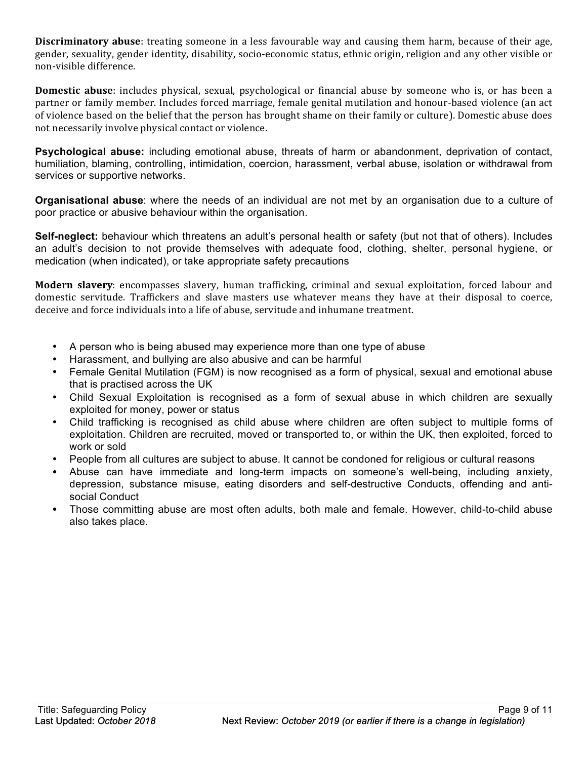**Discriminatory abuse**: treating someone in a less favourable way and causing them harm, because of their age, gender, sexuality, gender identity, disability, socio-economic status, ethnic origin, religion and any other visible or non-visible difference.

**Domestic abuse**: includes physical, sexual, psychological or financial abuse by someone who is, or has been a partner or family member. Includes forced marriage, female genital mutilation and honour-based violence (an act of violence based on the belief that the person has brought shame on their family or culture). Domestic abuse does not necessarily involve physical contact or violence.

**Psychological abuse:** including emotional abuse, threats of harm or abandonment, deprivation of contact, humiliation, blaming, controlling, intimidation, coercion, harassment, verbal abuse, isolation or withdrawal from services or supportive networks.

**Organisational abuse**: where the needs of an individual are not met by an organisation due to a culture of poor practice or abusive behaviour within the organisation.

**Self-neglect:** behaviour which threatens an adult's personal health or safety (but not that of others). Includes an adult's decision to not provide themselves with adequate food, clothing, shelter, personal hygiene, or medication (when indicated), or take appropriate safety precautions

**Modern slavery**: encompasses slavery, human trafficking, criminal and sexual exploitation, forced labour and domestic servitude. Traffickers and slave masters use whatever means they have at their disposal to coerce, deceive and force individuals into a life of abuse, servitude and inhumane treatment.

- A person who is being abused may experience more than one type of abuse
- Harassment, and bullying are also abusive and can be harmful
- Female Genital Mutilation (FGM) is now recognised as a form of physical, sexual and emotional abuse that is practised across the UK
- Child Sexual Exploitation is recognised as a form of sexual abuse in which children are sexually exploited for money, power or status
- Child trafficking is recognised as child abuse where children are often subject to multiple forms of exploitation. Children are recruited, moved or transported to, or within the UK, then exploited, forced to work or sold
- People from all cultures are subject to abuse. It cannot be condoned for religious or cultural reasons
- Abuse can have immediate and long-term impacts on someone's well-being, including anxiety, depression, substance misuse, eating disorders and self-destructive Conducts, offending and anti-social Conduct
- Those committing abuse are most often adults, both male and female. However, child-to-child abuse also takes place.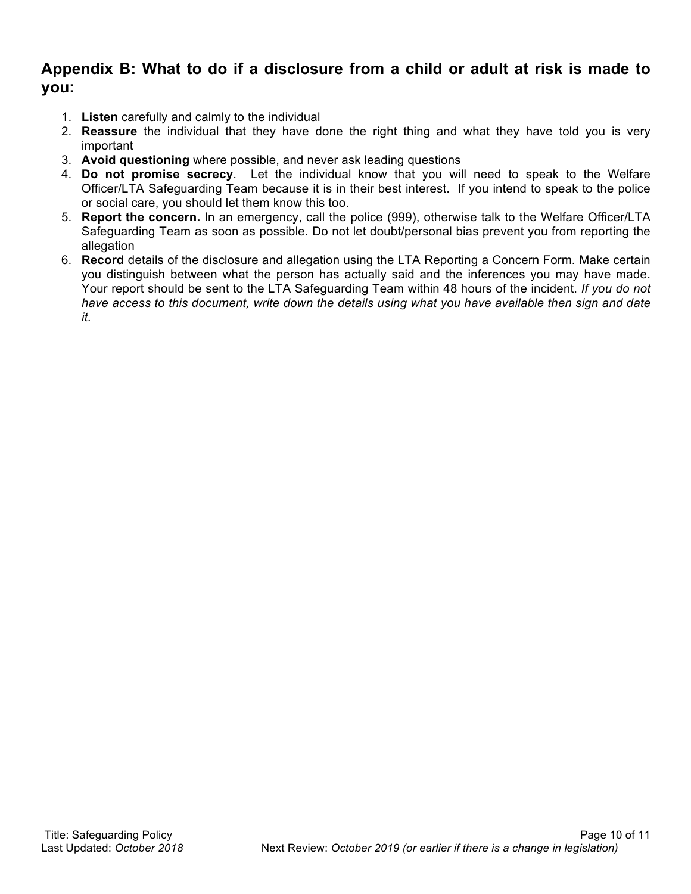## Appendix B: What to do if a disclosure from a child or adult at risk is made to you:

1. **Listen** carefully and calmly to the individual
2. **Reassure** the individual that they have done the right thing and what they have told you is very important
3. **Avoid questioning** where possible, and never ask leading questions
4. **Do not promise secrecy**. Let the individual know that you will need to speak to the Welfare Officer/LTA Safeguarding Team because it is in their best interest. If you intend to speak to the police or social care, you should let them know this too.
5. **Report the concern.** In an emergency, call the police (999), otherwise talk to the Welfare Officer/LTA Safeguarding Team as soon as possible. Do not let doubt/personal bias prevent you from reporting the allegation
6. **Record** details of the disclosure and allegation using the LTA Reporting a Concern Form. Make certain you distinguish between what the person has actually said and the inferences you may have made. Your report should be sent to the LTA Safeguarding Team within 48 hours of the incident. *If you do not have access to this document, write down the details using what you have available then sign and date it.*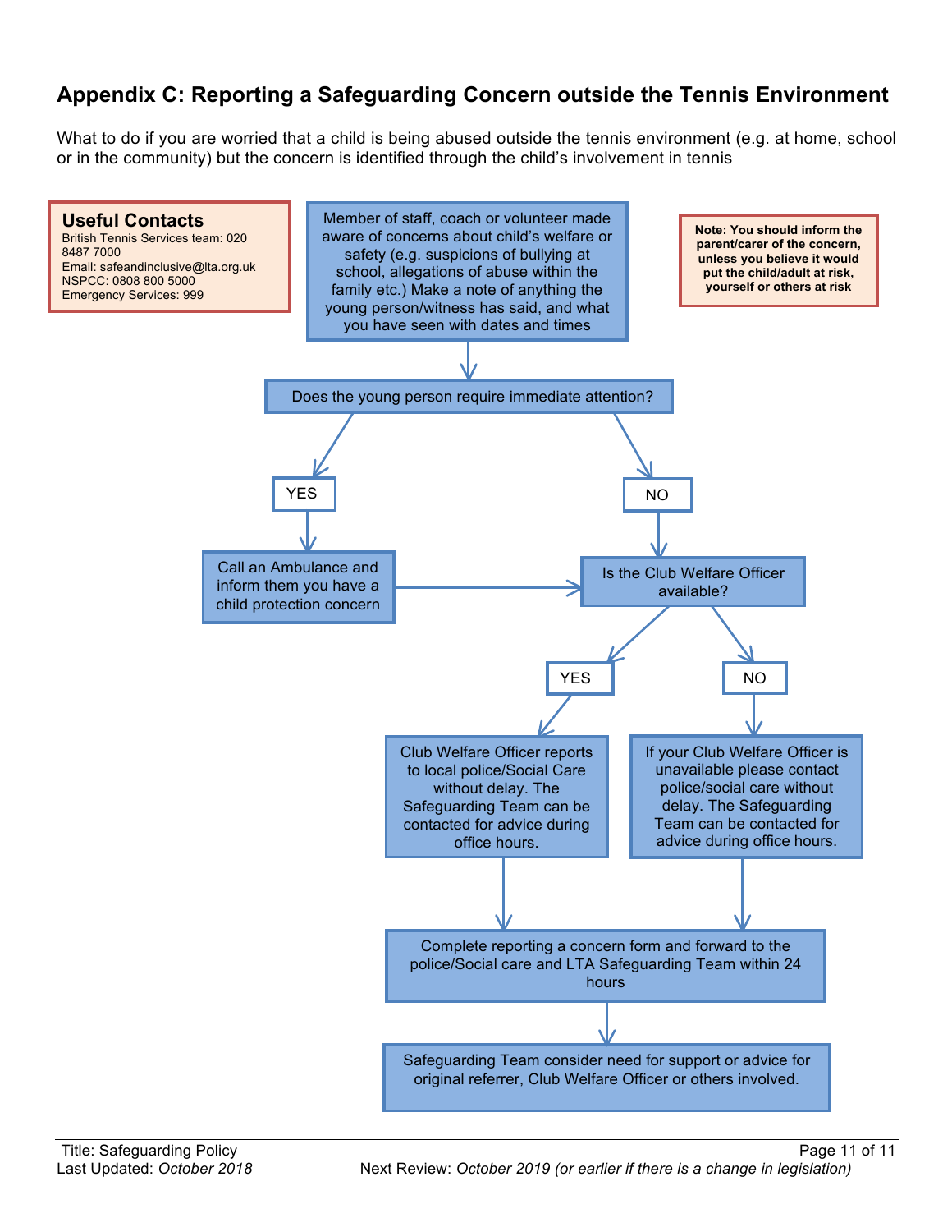## Appendix C: Reporting a Safeguarding Concern outside the Tennis Environment

What to do if you are worried that a child is being abused outside the tennis environment (e.g. at home, school or in the community) but the concern is identified through the child's involvement in tennis

**Useful Contacts**
British Tennis Services team: 020 8487 7000
Email: safeandinclusive@lta.org.uk
NSPCC: 0808 800 5000
Emergency Services: 999

Member of staff, coach or volunteer made aware of concerns about child's welfare or safety (e.g. suspicions of bullying at school, allegations of abuse within the family etc.) Make a note of anything the young person/witness has said, and what you have seen with dates and times

**Note: You should inform the parent/carer of the concern, unless you believe it would put the child/adult at risk, yourself or others at risk**

Does the young person require immediate attention?

YES

Call an Ambulance and inform them you have a child protection concern

NO

Is the Club Welfare Officer available?

YES

Club Welfare Officer reports to local police/Social Care without delay. The Safeguarding Team can be contacted for advice during office hours.

NO

If your Club Welfare Officer is unavailable please contact police/social care without delay. The Safeguarding Team can be contacted for advice during office hours.

Complete reporting a concern form and forward to the police/Social care and LTA Safeguarding Team within 24 hours

Safeguarding Team consider need for support or advice for original referrer, Club Welfare Officer or others involved.

Title: Safeguarding Policy
Last Updated: *October 2018*
Next Review: *October 2019 (or earlier if there is a change in legislation)*